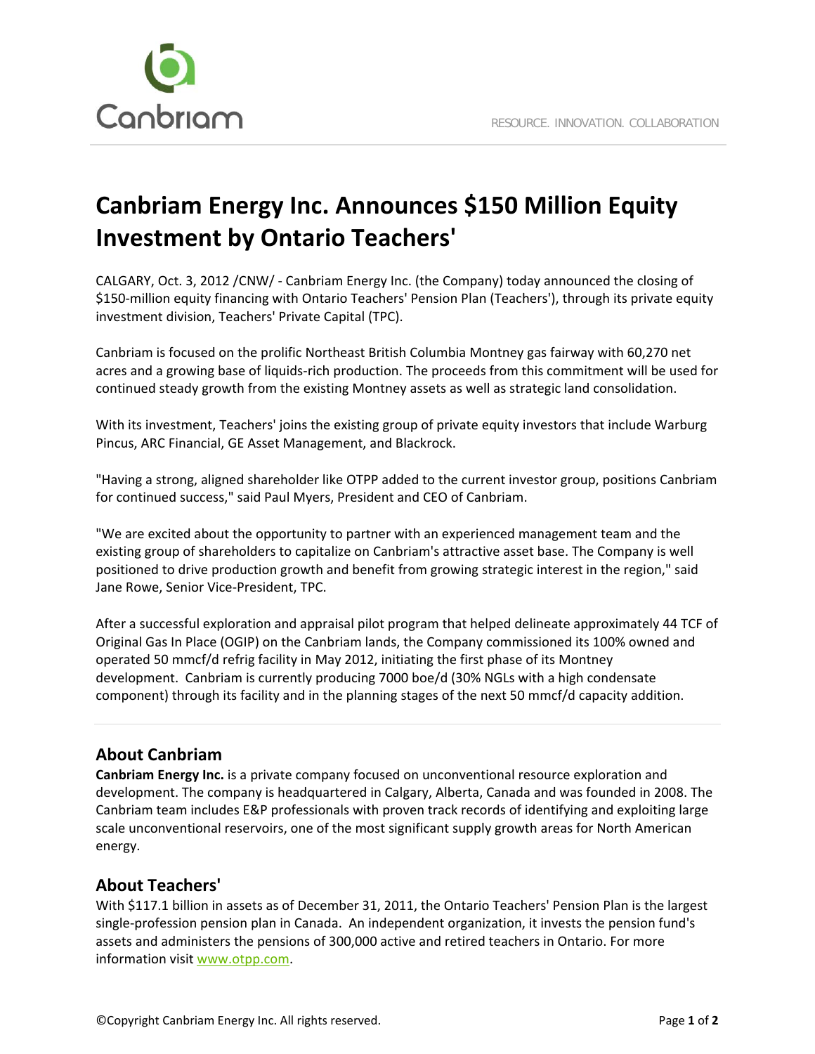Canbriam

RESOURCE. INNOVATION. COLLABORATION

# Canbriam Energy Inc. Announces $150 Million Equity Investment by Ontario Teachers'

CALGARY, Oct. 3, 2012 /CNW/ - Canbriam Energy Inc. (the Company) today announced the closing of $150-million equity financing with Ontario Teachers' Pension Plan (Teachers'), through its private equity investment division, Teachers' Private Capital (TPC).

Canbriam is focused on the prolific Northeast British Columbia Montney gas fairway with 60,270 net acres and a growing base of liquids-rich production. The proceeds from this commitment will be used for continued steady growth from the existing Montney assets as well as strategic land consolidation.

With its investment, Teachers' joins the existing group of private equity investors that include Warburg Pincus, ARC Financial, GE Asset Management, and Blackrock.

"Having a strong, aligned shareholder like OTPP added to the current investor group, positions Canbriam for continued success," said Paul Myers, President and CEO of Canbriam.

"We are excited about the opportunity to partner with an experienced management team and the existing group of shareholders to capitalize on Canbriam's attractive asset base. The Company is well positioned to drive production growth and benefit from growing strategic interest in the region," said Jane Rowe, Senior Vice-President, TPC.

After a successful exploration and appraisal pilot program that helped delineate approximately 44 TCF of Original Gas In Place (OGIP) on the Canbriam lands, the Company commissioned its 100% owned and operated 50 mmcf/d refrig facility in May 2012, initiating the first phase of its Montney development. Canbriam is currently producing 7000 boe/d (30% NGLs with a high condensate component) through its facility and in the planning stages of the next 50 mmcf/d capacity addition.

## About Canbriam

**Canbriam Energy Inc.** is a private company focused on unconventional resource exploration and development. The company is headquartered in Calgary, Alberta, Canada and was founded in 2008. The Canbriam team includes E&P professionals with proven track records of identifying and exploiting large scale unconventional reservoirs, one of the most significant supply growth areas for North American energy.

## About Teachers'

With $117.1 billion in assets as of December 31, 2011, the Ontario Teachers' Pension Plan is the largest single-profession pension plan in Canada. An independent organization, it invests the pension fund's assets and administers the pensions of 300,000 active and retired teachers in Ontario. For more information visit www.otpp.com.

©Copyright Canbriam Energy Inc. All rights reserved.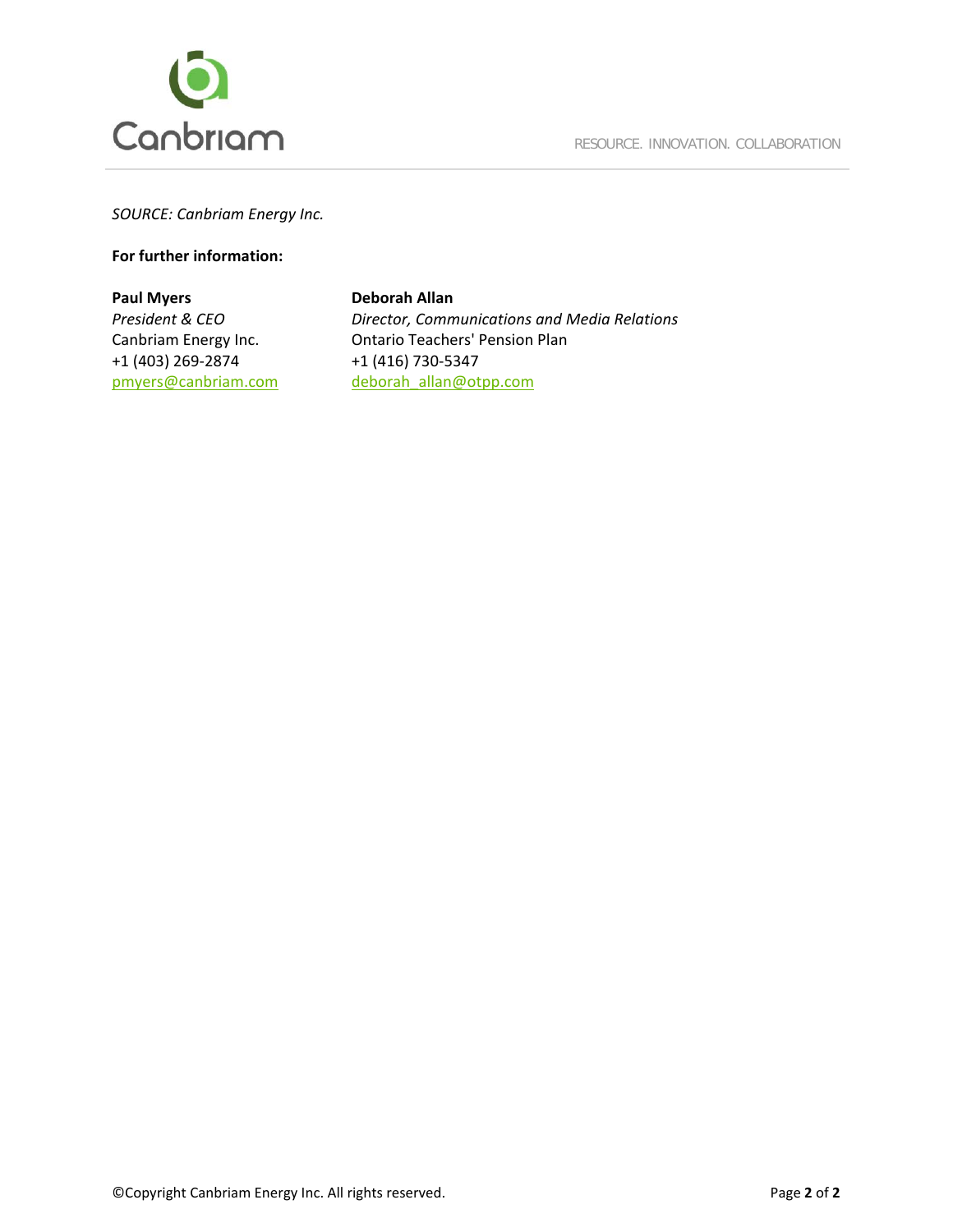*SOURCE: Canbriam Energy Inc.*

**For further information:**

**Paul Myers**
*President & CEO*
Canbriam Energy Inc.
+1 (403) 269-2874
pmyers@canbriam.com

**Deborah Allan**
*Director, Communications and Media Relations*
Ontario Teachers' Pension Plan
+1 (416) 730-5347
deborah_allan@otpp.com